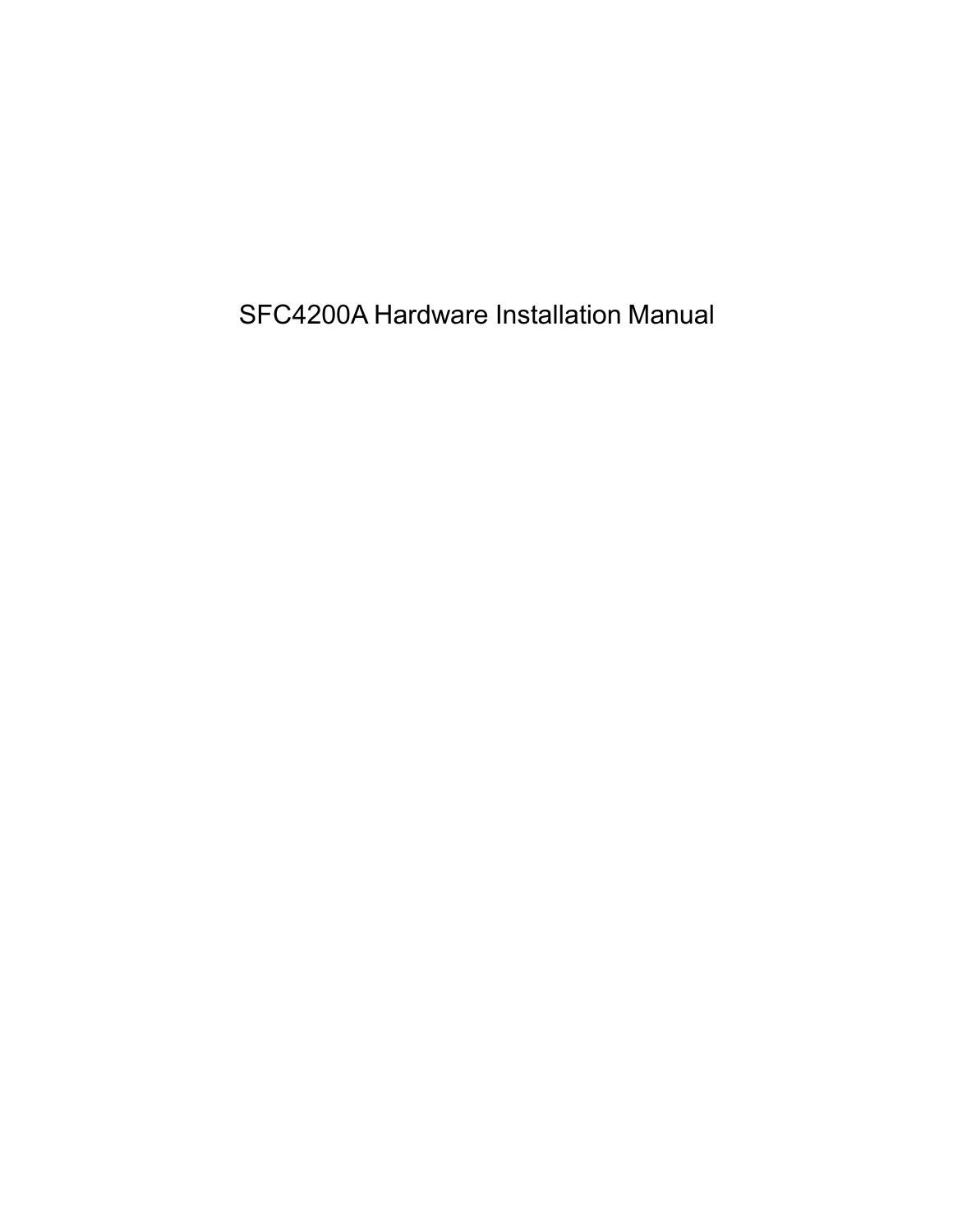# SFC4200A Hardware Installation Manual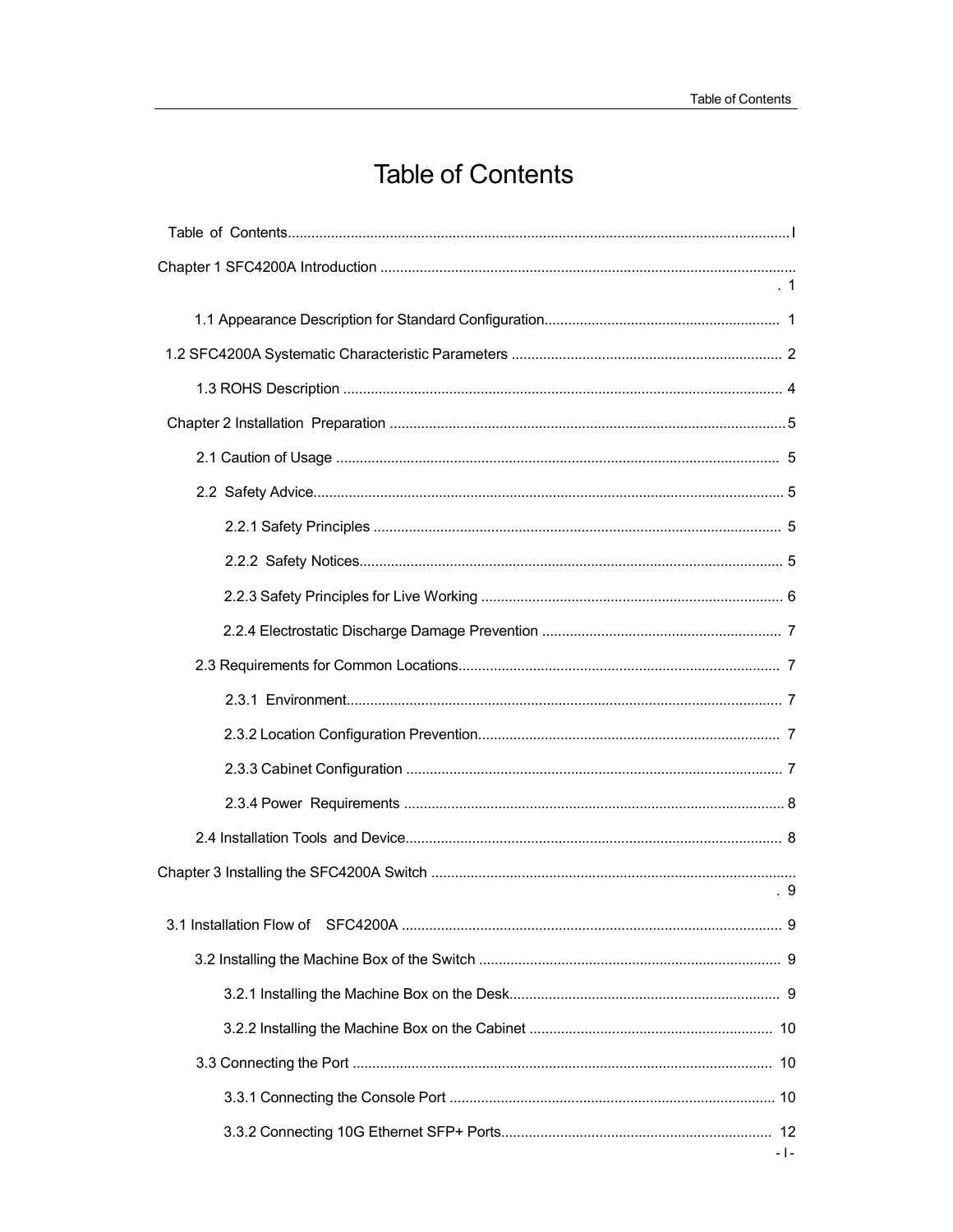# Table of Contents

Table of Contents.............................................................................................................................I

Chapter 1 SFC4200A Introduction .........................................................................................................1

1.1 Appearance Description for Standard Configuration............................................................ 1

1.2 SFC4200A Systematic Characteristic Parameters ..................................................................... 2

1.3 ROHS Description ................................................................................................................ 4

Chapter 2 Installation Preparation ....................................................................................................5

2.1 Caution of Usage ................................................................................................................. 5

2.2 Safety Advice....................................................................................................................... 5

2.2.1 Safety Principles ....................................................................................................... 5

2.2.2 Safety Notices........................................................................................................... 5

2.2.3 Safety Principles for Live Working ............................................................................. 6

2.2.4 Electrostatic Discharge Damage Prevention ............................................................. 7

2.3 Requirements for Common Locations.................................................................................. 7

2.3.1 Environment.............................................................................................................. 7

2.3.2 Location Configuration Prevention............................................................................. 7

2.3.3 Cabinet Configuration ............................................................................................... 7

2.3.4 Power Requirements ................................................................................................ 8

2.4 Installation Tools and Device................................................................................................ 8

Chapter 3 Installing the SFC4200A Switch ............................................................................................9

3.1 Installation Flow of SFC4200A ................................................................................................. 9

3.2 Installing the Machine Box of the Switch ............................................................................. 9

3.2.1 Installing the Machine Box on the Desk..................................................................... 9

3.2.2 Installing the Machine Box on the Cabinet .............................................................. 10

3.3 Connecting the Port ........................................................................................................... 10

3.3.1 Connecting the Console Port ................................................................................... 10

3.3.2 Connecting 10G Ethernet SFP+ Ports..................................................................... 12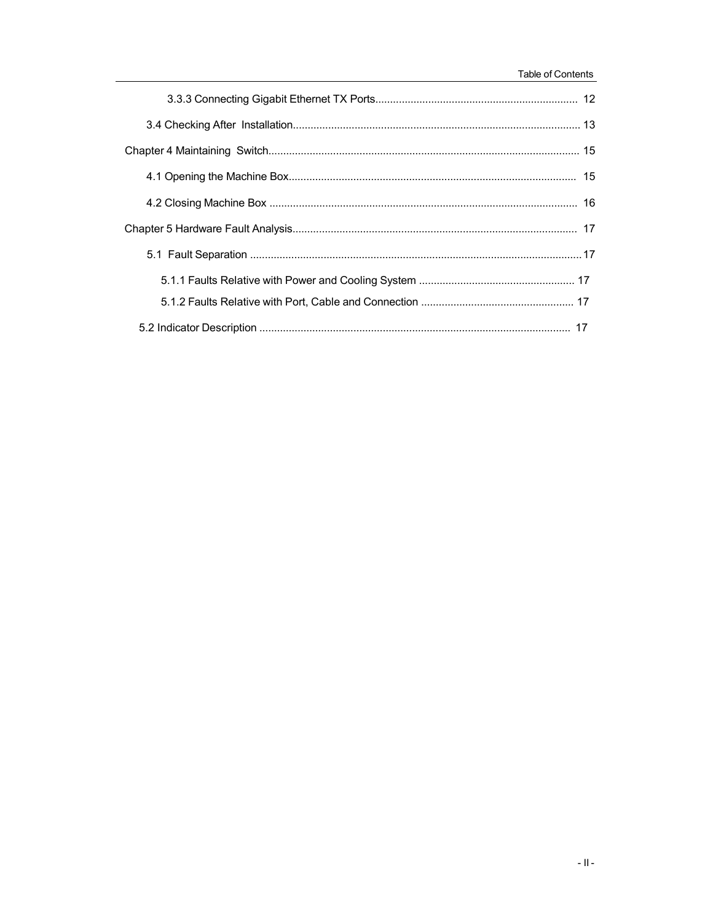3.3.3 Connecting Gigabit Ethernet TX Ports.................................................................... 12

3.4 Checking After Installation................................................................................................ 13

Chapter 4 Maintaining Switch........................................................................................................ 15

4.1 Opening the Machine Box................................................................................................ 15

4.2 Closing Machine Box ....................................................................................................... 16

Chapter 5 Hardware Fault Analysis............................................................................................... 17

5.1 Fault Separation ............................................................................................................... 17

5.1.1 Faults Relative with Power and Cooling System ..................................................... 17

5.1.2 Faults Relative with Port, Cable and Connection .................................................... 17

5.2 Indicator Description ........................................................................................................ 17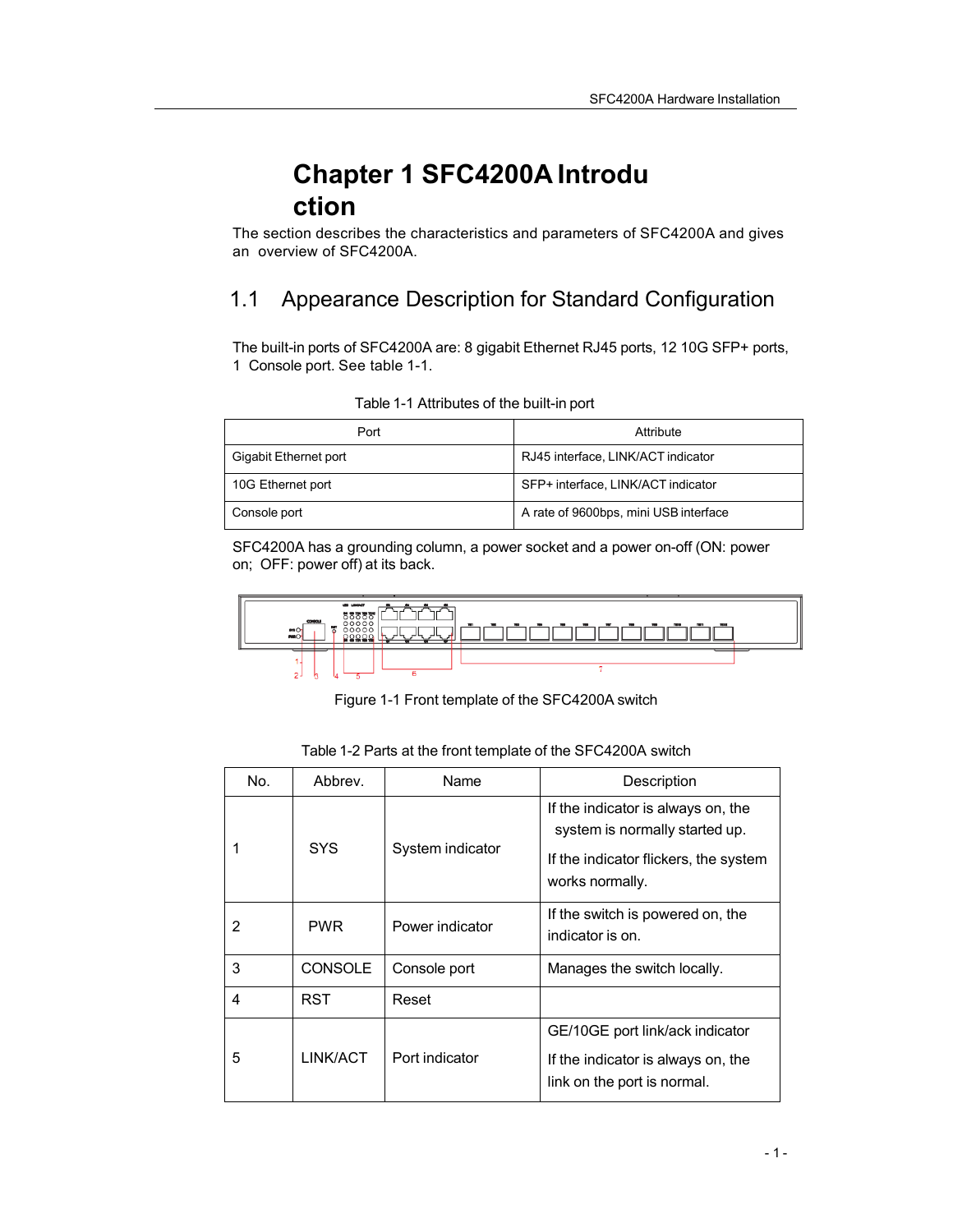# Chapter 1 SFC4200A Introduction

The section describes the characteristics and parameters of SFC4200A and gives an overview of SFC4200A.

## 1.1 Appearance Description for Standard Configuration

The built-in ports of SFC4200A are: 8 gigabit Ethernet RJ45 ports, 12 10G SFP+ ports, 1 Console port. See table 1-1.

Table 1-1 Attributes of the built-in port

| Port | Attribute |
|---|---|
| Gigabit Ethernet port | RJ45 interface, LINK/ACT indicator |
| 10G Ethernet port | SFP+ interface, LINK/ACT indicator |
| Console port | A rate of 9600bps, mini USB interface |

SFC4200A has a grounding column, a power socket and a power on-off (ON: power on; OFF: power off) at its back.

Figure 1-1 Front template of the SFC4200A switch

Table 1-2 Parts at the front template of the SFC4200A switch

| No. | Abbrev. | Name | Description |
|---|---|---|---|
| 1 | SYS | System indicator | If the indicator is always on, the system is normally started up.<br>If the indicator flickers, the system works normally. |
| 2 | PWR | Power indicator | If the switch is powered on, the indicator is on. |
| 3 | CONSOLE | Console port | Manages the switch locally. |
| 4 | RST | Reset | |
| 5 | LINK/ACT | Port indicator | GE/10GE port link/ack indicator<br>If the indicator is always on, the link on the port is normal. |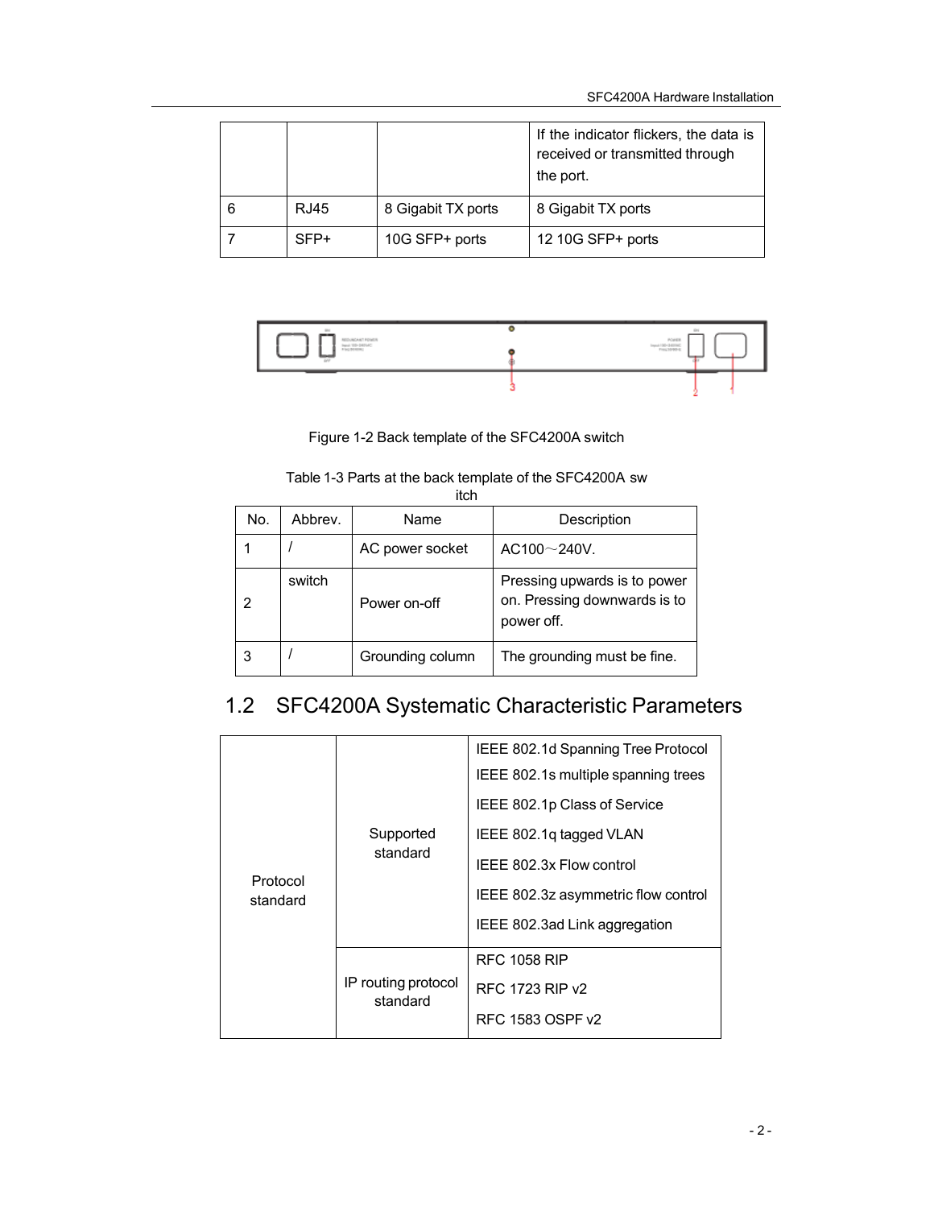| | | | If the indicator flickers, the data is received or transmitted through the port. |
|---|---|---|---|
| 6 | RJ45 | 8 Gigabit TX ports | 8 Gigabit TX ports |
| 7 | SFP+ | 10G SFP+ ports | 12 10G SFP+ ports |

Figure 1-2 Back template of the SFC4200A switch

Table 1-3 Parts at the back template of the SFC4200A switch

| No. | Abbrev. | Name | Description |
|---|---|---|---|
| 1 | / | AC power socket | AC100～240V. |
| 2 | switch | Power on-off | Pressing upwards is to power on. Pressing downwards is to power off. |
| 3 | / | Grounding column | The grounding must be fine. |

## 1.2 SFC4200A Systematic Characteristic Parameters

| | | |
|---|---|---|
| Protocol standard | Supported standard | IEEE 802.1d Spanning Tree Protocol<br>IEEE 802.1s multiple spanning trees<br>IEEE 802.1p Class of Service<br>IEEE 802.1q tagged VLAN<br>IEEE 802.3x Flow control<br>IEEE 802.3z asymmetric flow control<br>IEEE 802.3ad Link aggregation |
| | IP routing protocol standard | RFC 1058 RIP<br>RFC 1723 RIP v2<br>RFC 1583 OSPF v2 |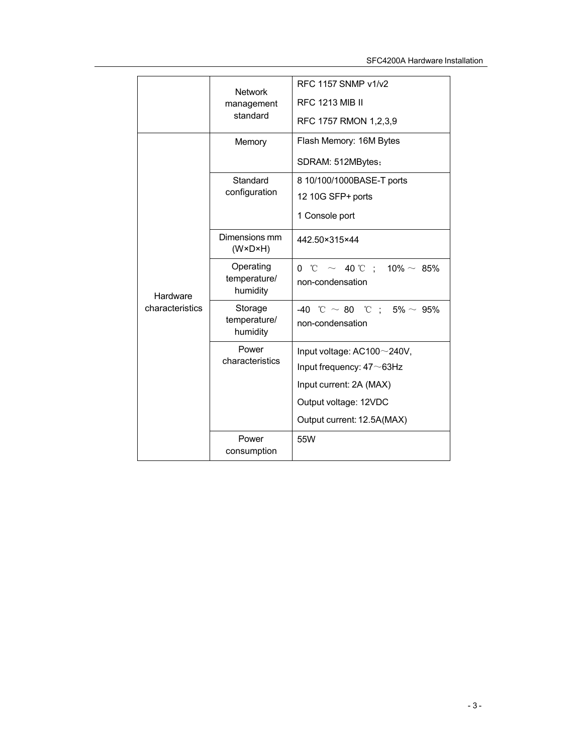| | | |
|---|---|---|
| | Network management standard | RFC 1157 SNMP v1/v2<br>RFC 1213 MIB II<br>RFC 1757 RMON 1,2,3,9 |
| Hardware characteristics | Memory | Flash Memory: 16M Bytes<br>SDRAM: 512MBytes； |
| | Standard configuration | 8 10/100/1000BASE-T ports<br>12 10G SFP+ ports<br>1 Console port |
| | Dimensions mm (W×D×H) | 442.50×315×44 |
| | Operating temperature/ humidity | 0 ℃ ～ 40 ℃ ; 10% ～ 85% non-condensation |
| | Storage temperature/ humidity | -40 ℃ ～ 80 ℃ ; 5% ～ 95% non-condensation |
| | Power characteristics | Input voltage: AC100～240V,<br>Input frequency: 47～63Hz<br>Input current: 2A (MAX)<br>Output voltage: 12VDC<br>Output current: 12.5A(MAX) |
| | Power consumption | 55W |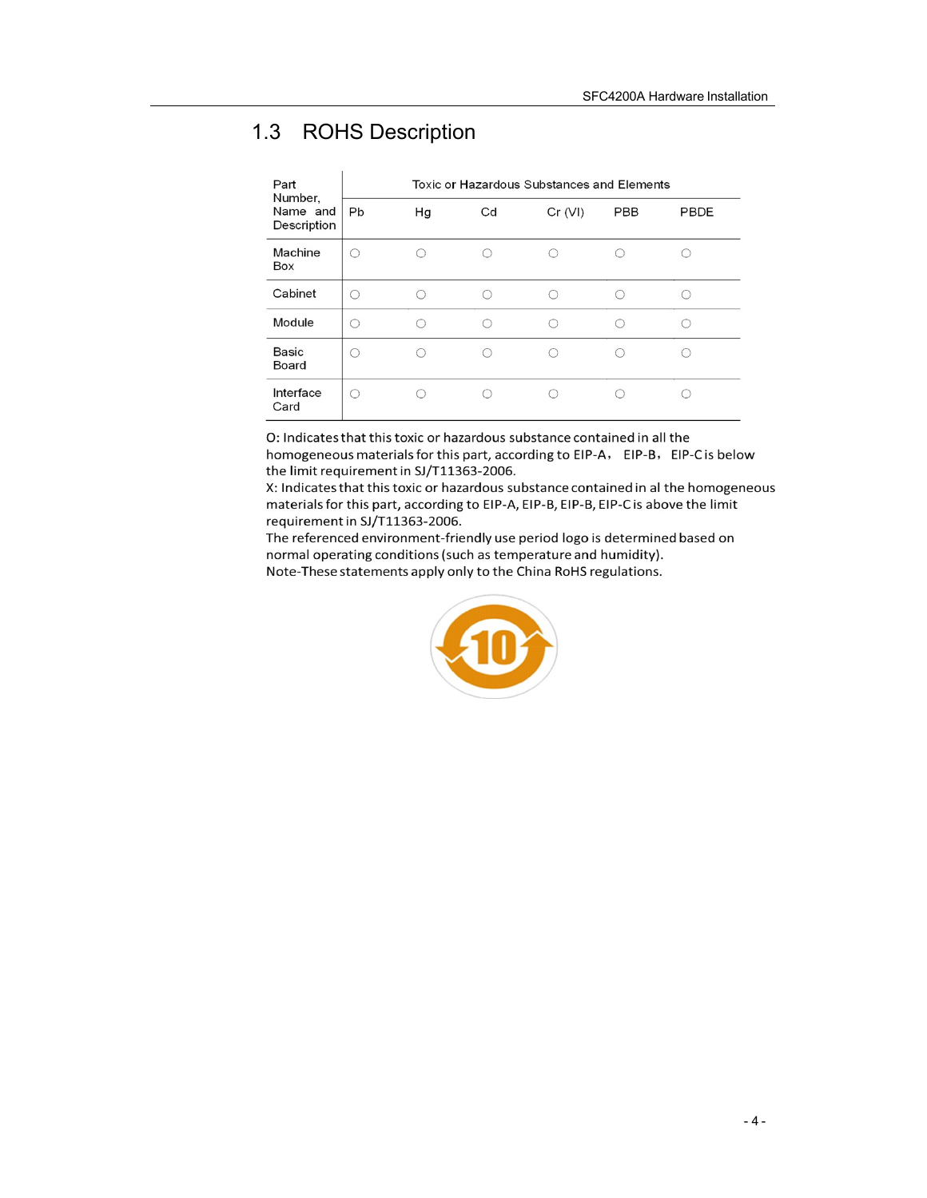## 1.3 ROHS Description

| Part Number, Name and Description | Toxic or Hazardous Substances and Elements | | | | | |
|---|---|---|---|---|---|---|
| | Pb | Hg | Cd | Cr (VI) | PBB | PBDE |
| Machine Box | ○ | ○ | ○ | ○ | ○ | ○ |
| Cabinet | ○ | ○ | ○ | ○ | ○ | ○ |
| Module | ○ | ○ | ○ | ○ | ○ | ○ |
| Basic Board | ○ | ○ | ○ | ○ | ○ | ○ |
| Interface Card | ○ | ○ | ○ | ○ | ○ | ○ |

O: Indicates that this toxic or hazardous substance contained in all the homogeneous materials for this part, according to EIP-A， EIP-B， EIP-C is below the limit requirement in SJ/T11363-2006.
X: Indicates that this toxic or hazardous substance contained in al the homogeneous materials for this part, according to EIP-A, EIP-B, EIP-B, EIP-C is above the limit requirement in SJ/T11363-2006.
The referenced environment-friendly use period logo is determined based on normal operating conditions (such as temperature and humidity).
Note-These statements apply only to the China RoHS regulations.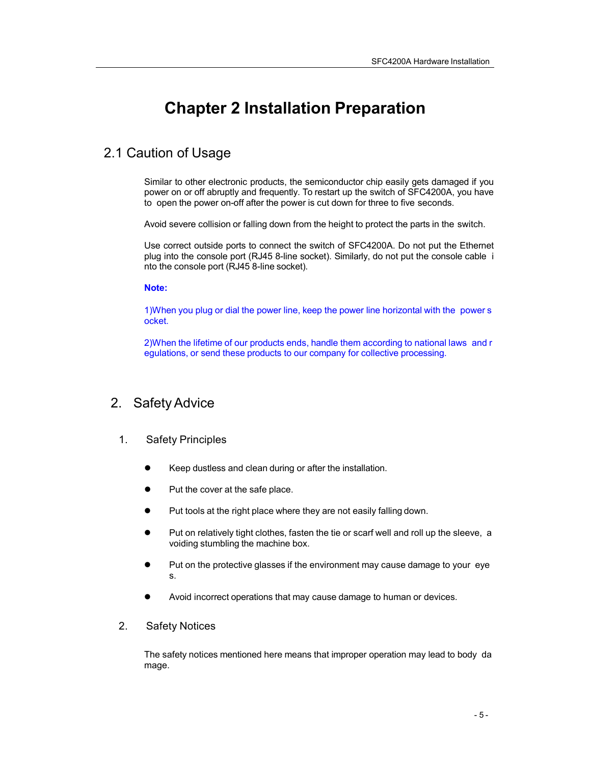# Chapter 2 Installation Preparation

## 2.1 Caution of Usage

Similar to other electronic products, the semiconductor chip easily gets damaged if you power on or off abruptly and frequently. To restart up the switch of SFC4200A, you have to open the power on-off after the power is cut down for three to five seconds.

Avoid severe collision or falling down from the height to protect the parts in the switch.

Use correct outside ports to connect the switch of SFC4200A. Do not put the Ethernet plug into the console port (RJ45 8-line socket). Similarly, do not put the console cable into the console port (RJ45 8-line socket).

**Note:**

1)When you plug or dial the power line, keep the power line horizontal with the power socket.

2)When the lifetime of our products ends, handle them according to national laws and regulations, or send these products to our company for collective processing.

## 2. Safety Advice

### 1. Safety Principles

- Keep dustless and clean during or after the installation.
- Put the cover at the safe place.
- Put tools at the right place where they are not easily falling down.
- Put on relatively tight clothes, fasten the tie or scarf well and roll up the sleeve, avoiding stumbling the machine box.
- Put on the protective glasses if the environment may cause damage to your eyes.
- Avoid incorrect operations that may cause damage to human or devices.

### 2. Safety Notices

The safety notices mentioned here means that improper operation may lead to body damage.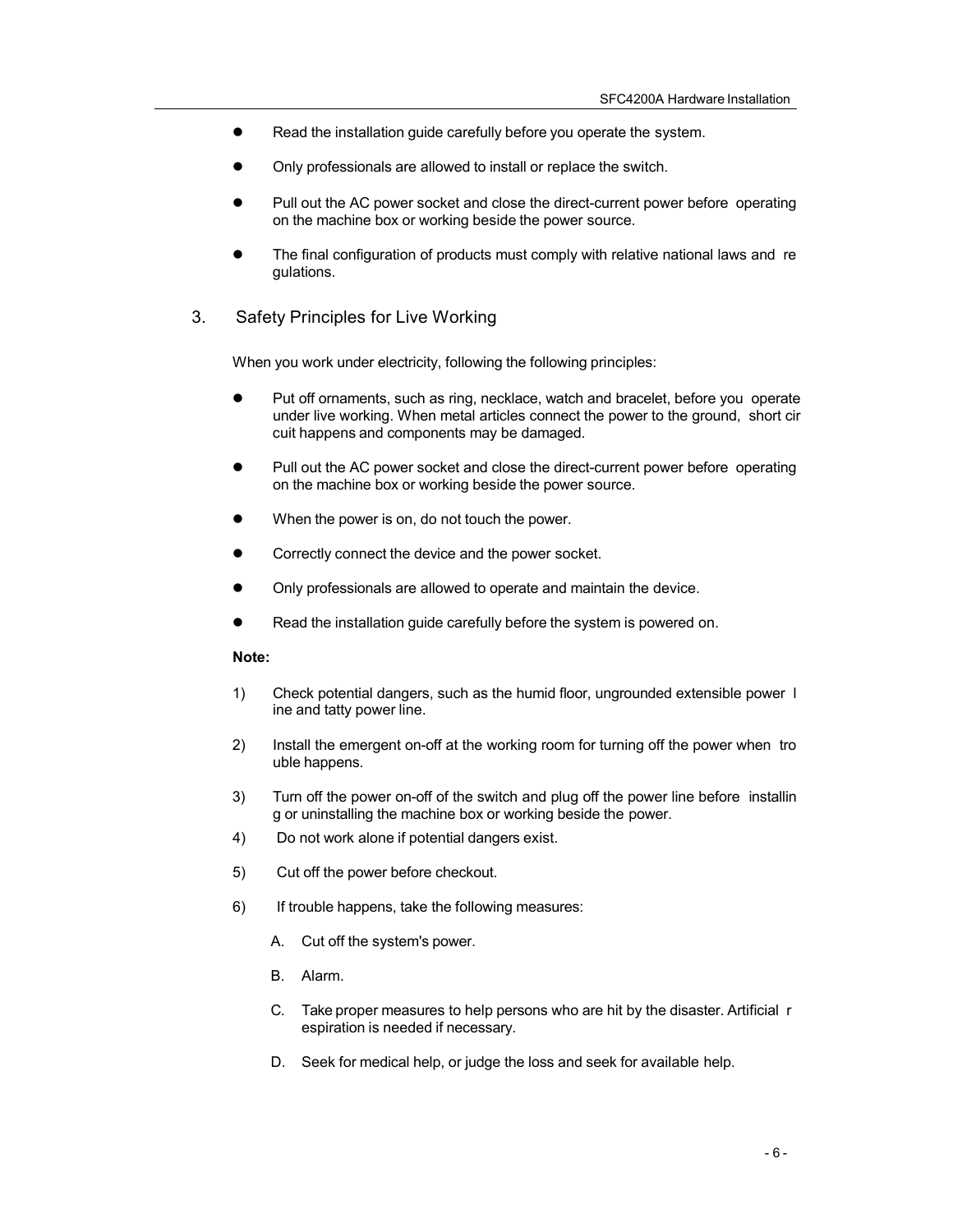- Read the installation guide carefully before you operate the system.
- Only professionals are allowed to install or replace the switch.
- Pull out the AC power socket and close the direct-current power before operating on the machine box or working beside the power source.
- The final configuration of products must comply with relative national laws and regulations.

## 3. Safety Principles for Live Working

When you work under electricity, following the following principles:

- Put off ornaments, such as ring, necklace, watch and bracelet, before you operate under live working. When metal articles connect the power to the ground, short circuit happens and components may be damaged.
- Pull out the AC power socket and close the direct-current power before operating on the machine box or working beside the power source.
- When the power is on, do not touch the power.
- Correctly connect the device and the power socket.
- Only professionals are allowed to operate and maintain the device.
- Read the installation guide carefully before the system is powered on.

**Note:**

1) Check potential dangers, such as the humid floor, ungrounded extensible power line and tatty power line.
2) Install the emergent on-off at the working room for turning off the power when trouble happens.
3) Turn off the power on-off of the switch and plug off the power line before installing or uninstalling the machine box or working beside the power.
4) Do not work alone if potential dangers exist.
5) Cut off the power before checkout.
6) If trouble happens, take the following measures:

   A. Cut off the system's power.

   B. Alarm.

   C. Take proper measures to help persons who are hit by the disaster. Artificial respiration is needed if necessary.

   D. Seek for medical help, or judge the loss and seek for available help.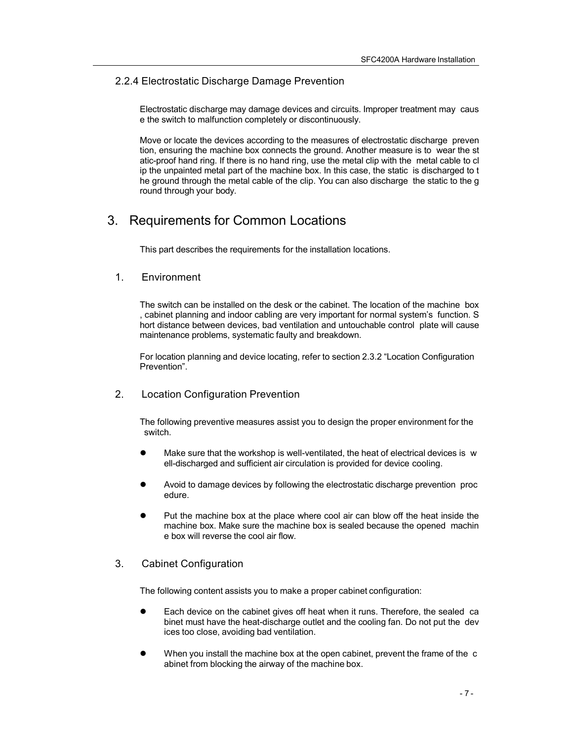### 2.2.4 Electrostatic Discharge Damage Prevention

Electrostatic discharge may damage devices and circuits. Improper treatment may cause the switch to malfunction completely or discontinuously.

Move or locate the devices according to the measures of electrostatic discharge prevention, ensuring the machine box connects the ground. Another measure is to wear the static-proof hand ring. If there is no hand ring, use the metal clip with the metal cable to clip the unpainted metal part of the machine box. In this case, the static is discharged to the ground through the metal cable of the clip. You can also discharge the static to the ground through your body.

# 3. Requirements for Common Locations

This part describes the requirements for the installation locations.

## 1. Environment

The switch can be installed on the desk or the cabinet. The location of the machine box, cabinet planning and indoor cabling are very important for normal system's function. Short distance between devices, bad ventilation and untouchable control plate will cause maintenance problems, systematic faulty and breakdown.

For location planning and device locating, refer to section 2.3.2 "Location Configuration Prevention".

## 2. Location Configuration Prevention

The following preventive measures assist you to design the proper environment for the switch.

- Make sure that the workshop is well-ventilated, the heat of electrical devices is well-discharged and sufficient air circulation is provided for device cooling.
- Avoid to damage devices by following the electrostatic discharge prevention procedure.
- Put the machine box at the place where cool air can blow off the heat inside the machine box. Make sure the machine box is sealed because the opened machine box will reverse the cool air flow.

## 3. Cabinet Configuration

The following content assists you to make a proper cabinet configuration:

- Each device on the cabinet gives off heat when it runs. Therefore, the sealed cabinet must have the heat-discharge outlet and the cooling fan. Do not put the devices too close, avoiding bad ventilation.
- When you install the machine box at the open cabinet, prevent the frame of the cabinet from blocking the airway of the machine box.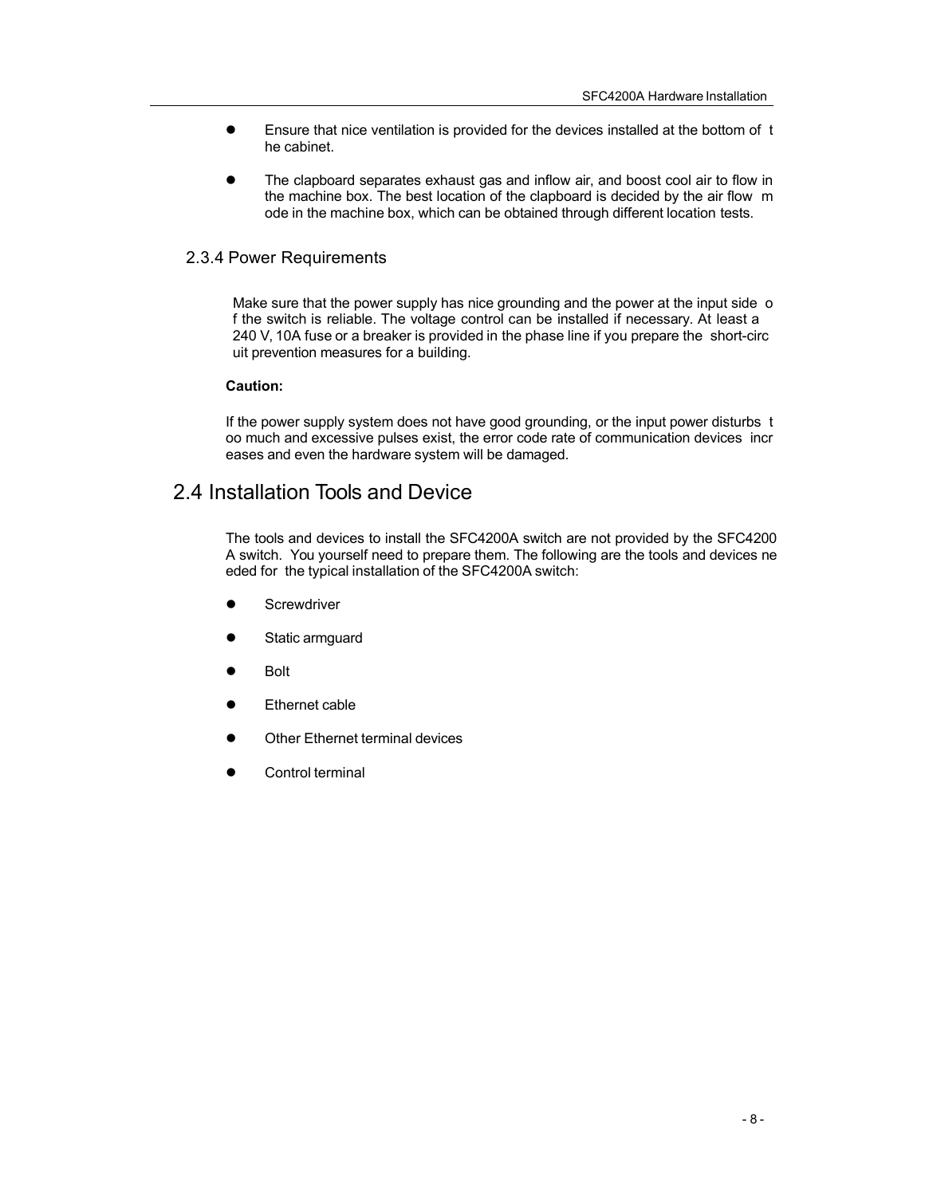- Ensure that nice ventilation is provided for the devices installed at the bottom of the cabinet.
- The clapboard separates exhaust gas and inflow air, and boost cool air to flow in the machine box. The best location of the clapboard is decided by the air flow mode in the machine box, which can be obtained through different location tests.

### 2.3.4 Power Requirements

Make sure that the power supply has nice grounding and the power at the input side of the switch is reliable. The voltage control can be installed if necessary. At least a 240 V, 10A fuse or a breaker is provided in the phase line if you prepare the short-circuit prevention measures for a building.

**Caution:**

If the power supply system does not have good grounding, or the input power disturbs too much and excessive pulses exist, the error code rate of communication devices increases and even the hardware system will be damaged.

## 2.4 Installation Tools and Device

The tools and devices to install the SFC4200A switch are not provided by the SFC4200A switch. You yourself need to prepare them. The following are the tools and devices needed for the typical installation of the SFC4200A switch:

- Screwdriver
- Static armguard
- Bolt
- Ethernet cable
- Other Ethernet terminal devices
- Control terminal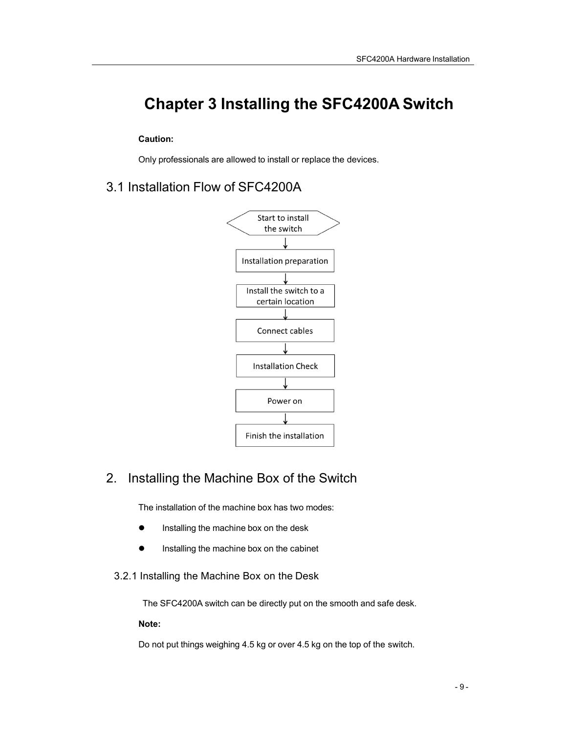# Chapter 3 Installing the SFC4200A Switch

**Caution:**

Only professionals are allowed to install or replace the devices.

## 3.1 Installation Flow of SFC4200A

Start to install the switch
↓
Installation preparation
↓
Install the switch to a certain location
↓
Connect cables
↓
Installation Check
↓
Power on
↓
Finish the installation

## 2. Installing the Machine Box of the Switch

The installation of the machine box has two modes:

- Installing the machine box on the desk
- Installing the machine box on the cabinet

### 3.2.1 Installing the Machine Box on the Desk

The SFC4200A switch can be directly put on the smooth and safe desk.

**Note:**

Do not put things weighing 4.5 kg or over 4.5 kg on the top of the switch.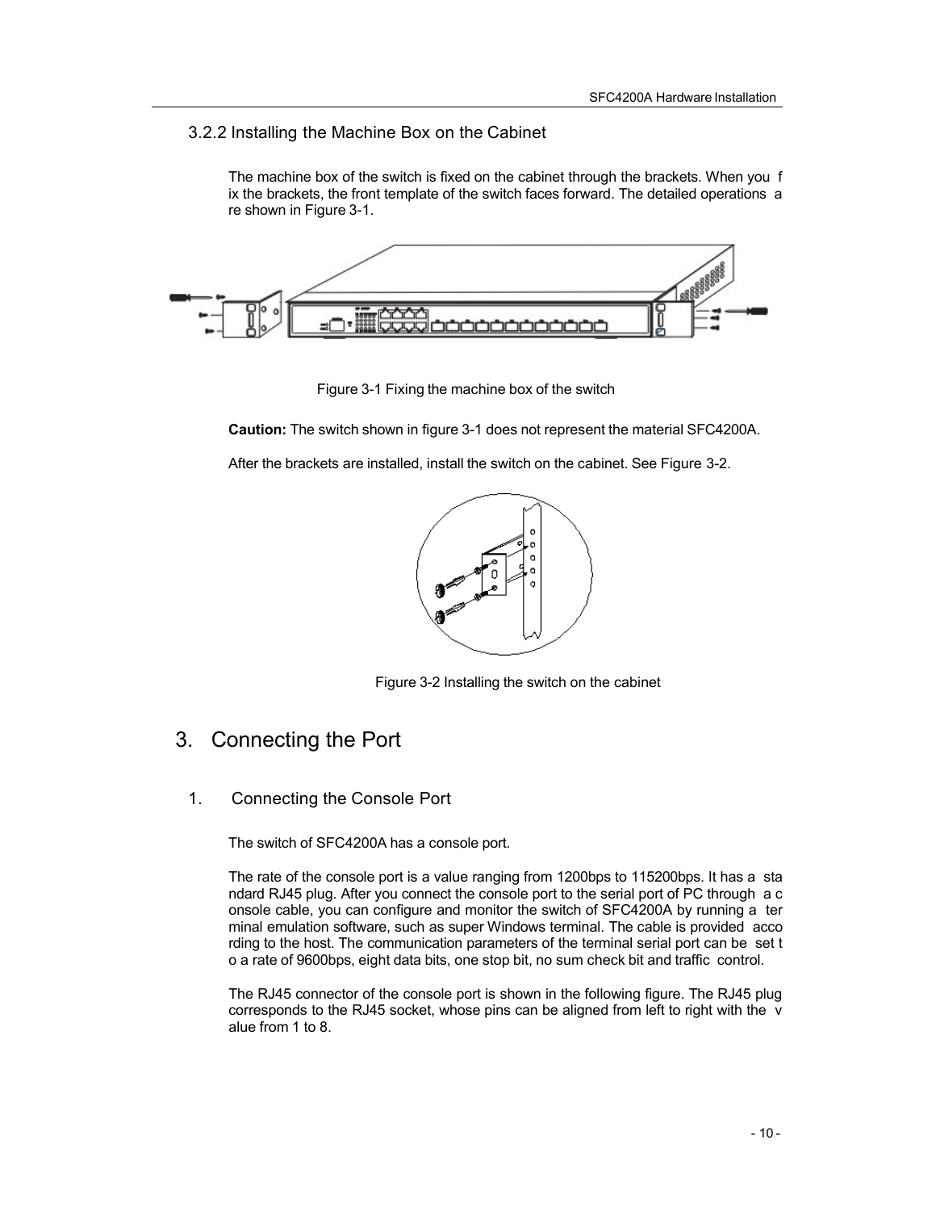### 3.2.2 Installing the Machine Box on the Cabinet

The machine box of the switch is fixed on the cabinet through the brackets. When you fix the brackets, the front template of the switch faces forward. The detailed operations are shown in Figure 3-1.

Figure 3-1 Fixing the machine box of the switch

**Caution:** The switch shown in figure 3-1 does not represent the material SFC4200A.

After the brackets are installed, install the switch on the cabinet. See Figure 3-2.

Figure 3-2 Installing the switch on the cabinet

# 3. Connecting the Port

## 1. Connecting the Console Port

The switch of SFC4200A has a console port.

The rate of the console port is a value ranging from 1200bps to 115200bps. It has a standard RJ45 plug. After you connect the console port to the serial port of PC through a console cable, you can configure and monitor the switch of SFC4200A by running a terminal emulation software, such as super Windows terminal. The cable is provided according to the host. The communication parameters of the terminal serial port can be set to a rate of 9600bps, eight data bits, one stop bit, no sum check bit and traffic control.

The RJ45 connector of the console port is shown in the following figure. The RJ45 plug corresponds to the RJ45 socket, whose pins can be aligned from left to right with the value from 1 to 8.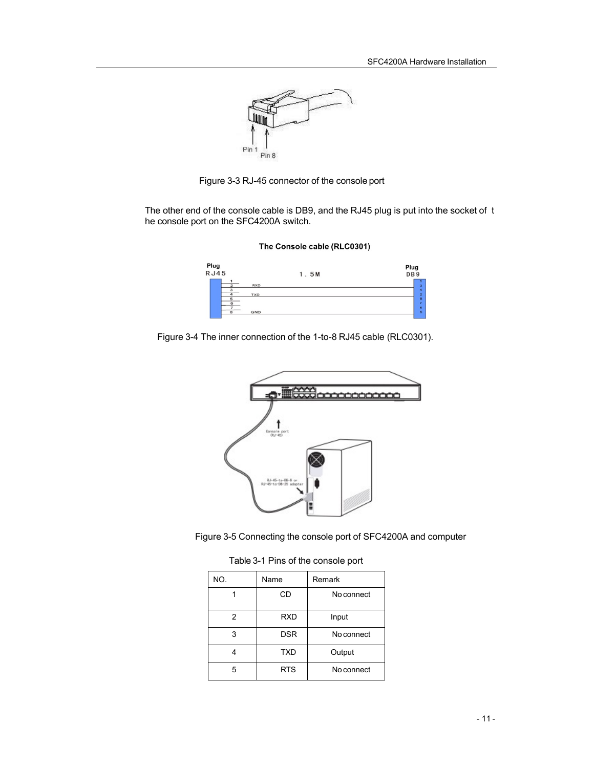Figure 3-3 RJ-45 connector of the console port

The other end of the console cable is DB9, and the RJ45 plug is put into the socket of the console port on the SFC4200A switch.

Figure 3-4 The inner connection of the 1-to-8 RJ45 cable (RLC0301).

Figure 3-5 Connecting the console port of SFC4200A and computer

Table 3-1 Pins of the console port

| NO. | Name | Remark |
| --- | --- | --- |
| 1 | CD | No connect |
| 2 | RXD | Input |
| 3 | DSR | No connect |
| 4 | TXD | Output |
| 5 | RTS | No connect |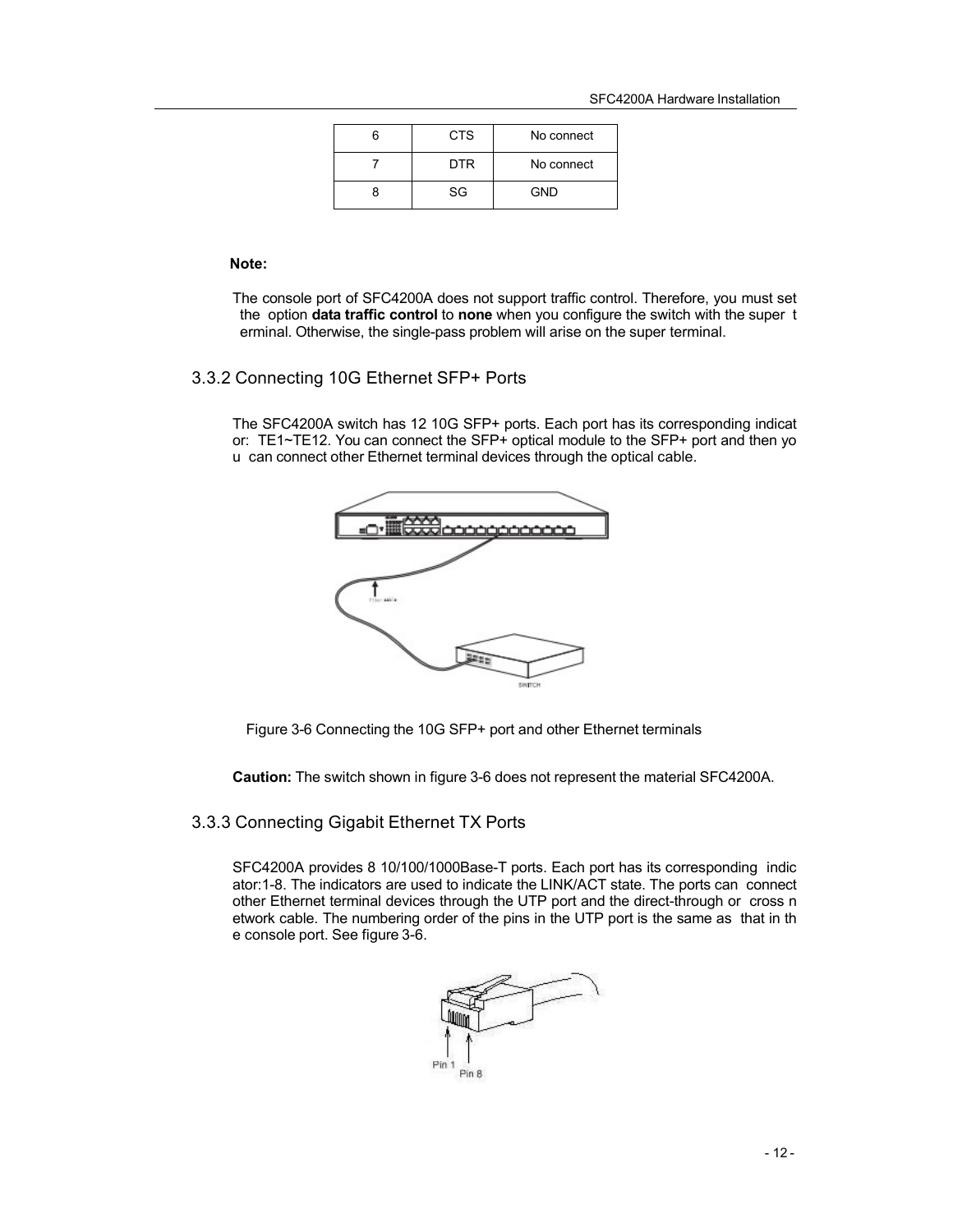| 6 | CTS | No connect |
|---|---|---|
| 7 | DTR | No connect |
| 8 | SG | GND |

**Note:**

The console port of SFC4200A does not support traffic control. Therefore, you must set the option **data traffic control** to **none** when you configure the switch with the super terminal. Otherwise, the single-pass problem will arise on the super terminal.

### 3.3.2 Connecting 10G Ethernet SFP+ Ports

The SFC4200A switch has 12 10G SFP+ ports. Each port has its corresponding indicator: TE1~TE12. You can connect the SFP+ optical module to the SFP+ port and then you can connect other Ethernet terminal devices through the optical cable.

Figure 3-6 Connecting the 10G SFP+ port and other Ethernet terminals

**Caution:** The switch shown in figure 3-6 does not represent the material SFC4200A.

### 3.3.3 Connecting Gigabit Ethernet TX Ports

SFC4200A provides 8 10/100/1000Base-T ports. Each port has its corresponding indicator:1-8. The indicators are used to indicate the LINK/ACT state. The ports can connect other Ethernet terminal devices through the UTP port and the direct-through or cross network cable. The numbering order of the pins in the UTP port is the same as that in the console port. See figure 3-6.

Pin 1 Pin 8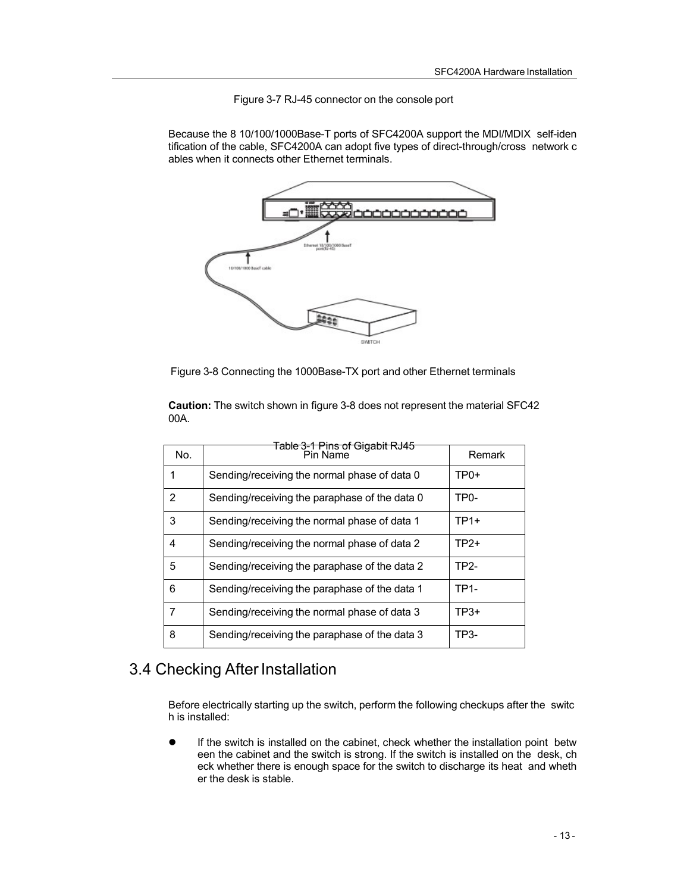Figure 3-7 RJ-45 connector on the console port

Because the 8 10/100/1000Base-T ports of SFC4200A support the MDI/MDIX self-identification of the cable, SFC4200A can adopt five types of direct-through/cross network cables when it connects other Ethernet terminals.

Figure 3-8 Connecting the 1000Base-TX port and other Ethernet terminals

**Caution:** The switch shown in figure 3-8 does not represent the material SFC4200A.

Table 3-1 Pins of Gigabit RJ45

| No. | Pin Name | Remark |
|---|---|---|
| 1 | Sending/receiving the normal phase of data 0 | TP0+ |
| 2 | Sending/receiving the paraphase of the data 0 | TP0- |
| 3 | Sending/receiving the normal phase of data 1 | TP1+ |
| 4 | Sending/receiving the normal phase of data 2 | TP2+ |
| 5 | Sending/receiving the paraphase of the data 2 | TP2- |
| 6 | Sending/receiving the paraphase of the data 1 | TP1- |
| 7 | Sending/receiving the normal phase of data 3 | TP3+ |
| 8 | Sending/receiving the paraphase of the data 3 | TP3- |

## 3.4 Checking After Installation

Before electrically starting up the switch, perform the following checkups after the switch is installed:

- If the switch is installed on the cabinet, check whether the installation point between the cabinet and the switch is strong. If the switch is installed on the desk, check whether there is enough space for the switch to discharge its heat and whether the desk is stable.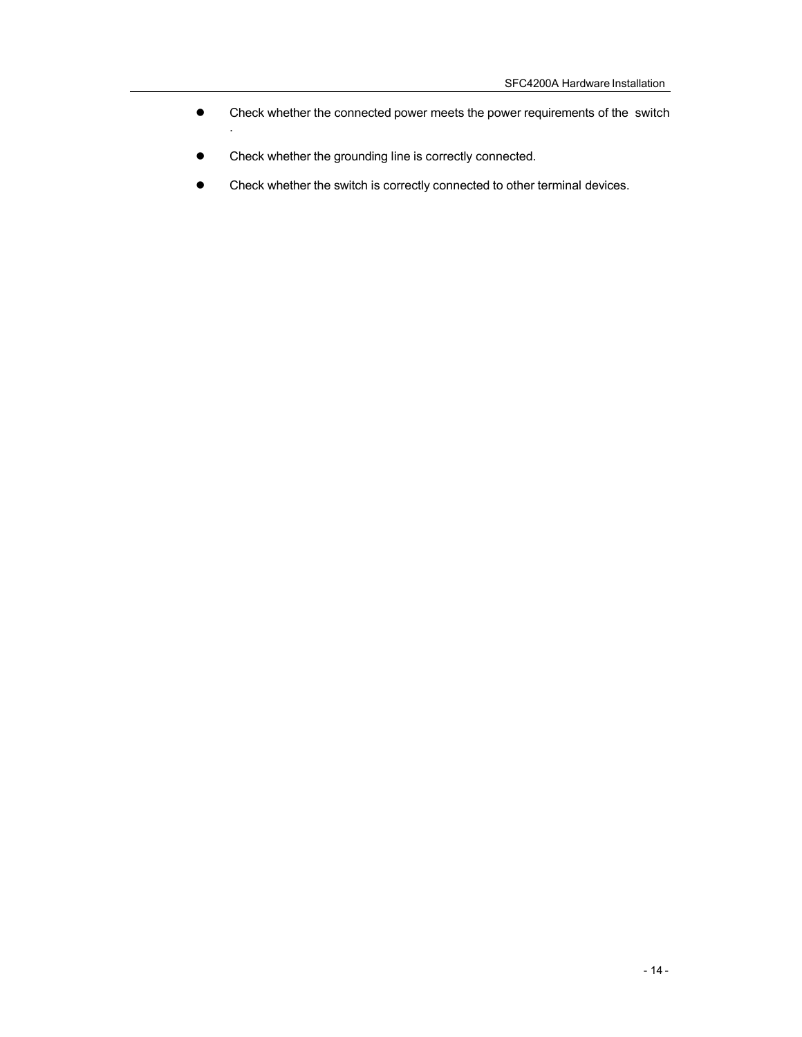- Check whether the connected power meets the power requirements of the switch .
- Check whether the grounding line is correctly connected.
- Check whether the switch is correctly connected to other terminal devices.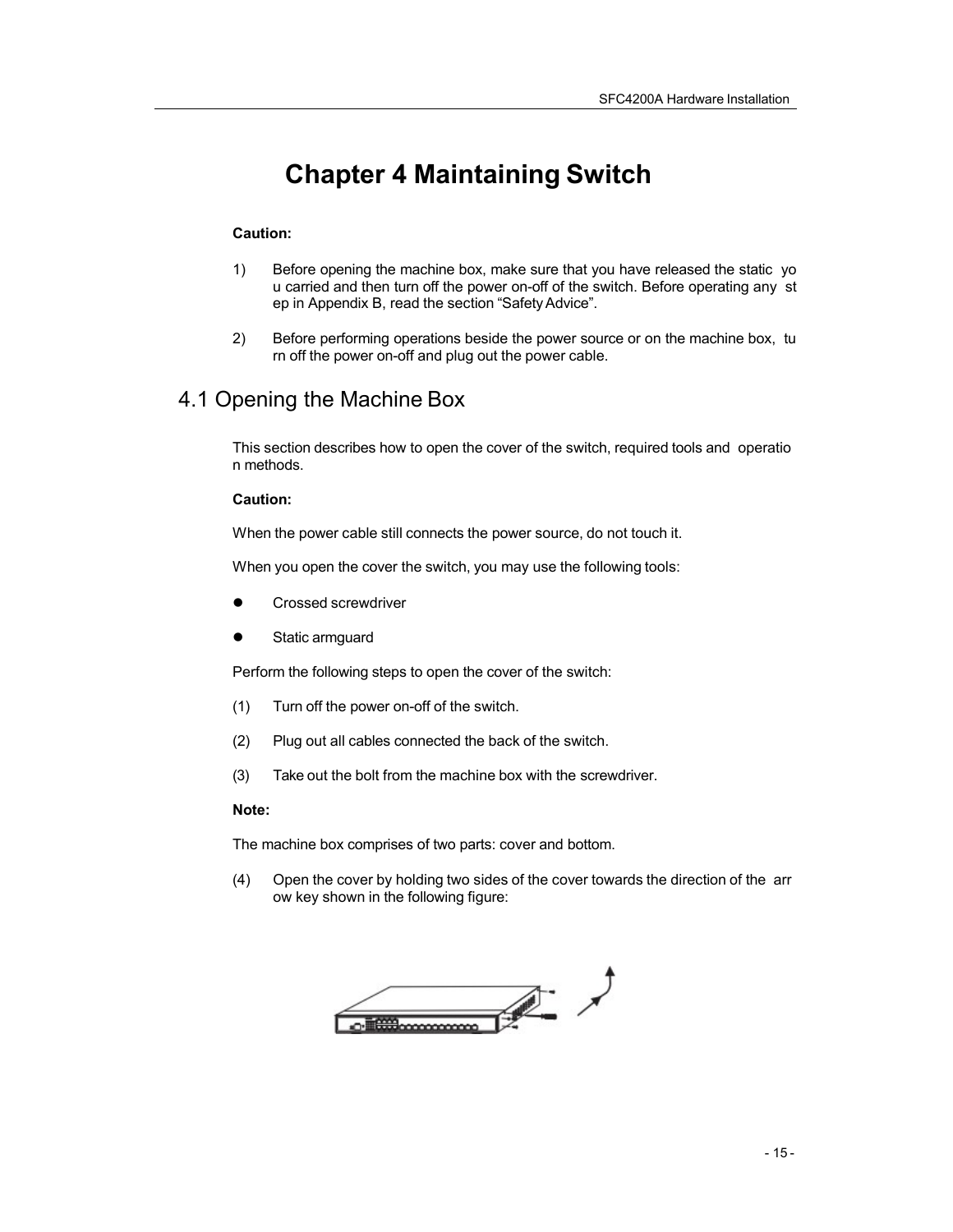# Chapter 4 Maintaining Switch

**Caution:**

1) Before opening the machine box, make sure that you have released the static you carried and then turn off the power on-off of the switch. Before operating any step in Appendix B, read the section "Safety Advice".

2) Before performing operations beside the power source or on the machine box, turn off the power on-off and plug out the power cable.

## 4.1 Opening the Machine Box

This section describes how to open the cover of the switch, required tools and operation methods.

**Caution:**

When the power cable still connects the power source, do not touch it.

When you open the cover the switch, you may use the following tools:

- Crossed screwdriver
- Static armguard

Perform the following steps to open the cover of the switch:

(1) Turn off the power on-off of the switch.

(2) Plug out all cables connected the back of the switch.

(3) Take out the bolt from the machine box with the screwdriver.

**Note:**

The machine box comprises of two parts: cover and bottom.

(4) Open the cover by holding two sides of the cover towards the direction of the arrow key shown in the following figure: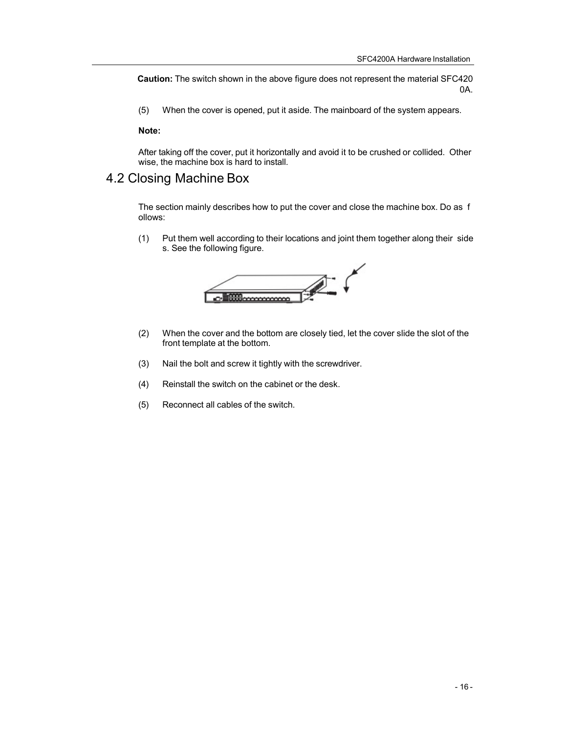**Caution:** The switch shown in the above figure does not represent the material SFC4200A.

(5) When the cover is opened, put it aside. The mainboard of the system appears.

**Note:**

After taking off the cover, put it horizontally and avoid it to be crushed or collided. Otherwise, the machine box is hard to install.

## 4.2 Closing Machine Box

The section mainly describes how to put the cover and close the machine box. Do as follows:

(1) Put them well according to their locations and joint them together along their sides. See the following figure.

(2) When the cover and the bottom are closely tied, let the cover slide the slot of the front template at the bottom.

(3) Nail the bolt and screw it tightly with the screwdriver.

(4) Reinstall the switch on the cabinet or the desk.

(5) Reconnect all cables of the switch.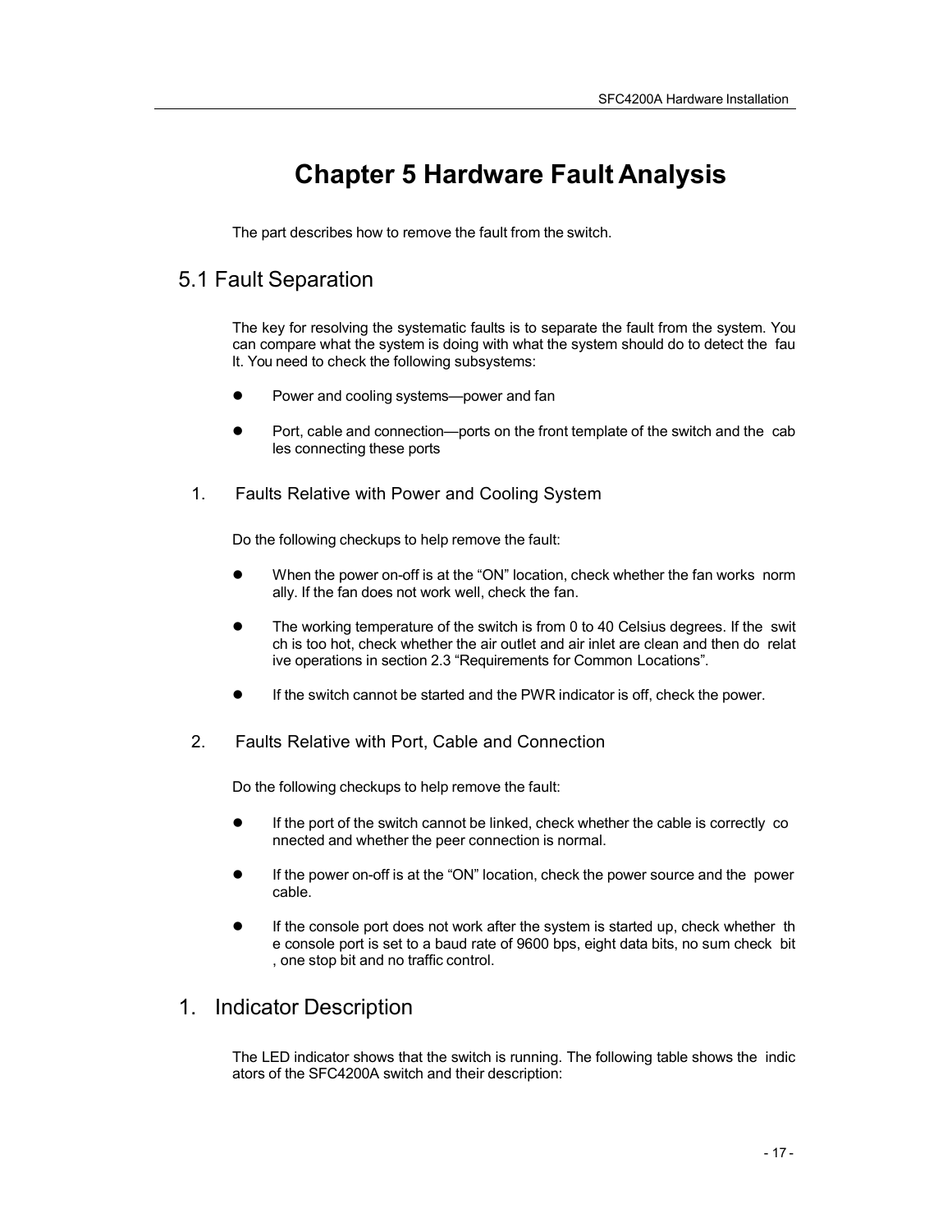# Chapter 5 Hardware Fault Analysis

The part describes how to remove the fault from the switch.

## 5.1 Fault Separation

The key for resolving the systematic faults is to separate the fault from the system. You can compare what the system is doing with what the system should do to detect the fault. You need to check the following subsystems:

- Power and cooling systems—power and fan
- Port, cable and connection—ports on the front template of the switch and the cables connecting these ports

### 1. Faults Relative with Power and Cooling System

Do the following checkups to help remove the fault:

- When the power on-off is at the "ON" location, check whether the fan works normally. If the fan does not work well, check the fan.
- The working temperature of the switch is from 0 to 40 Celsius degrees. If the switch is too hot, check whether the air outlet and air inlet are clean and then do relative operations in section 2.3 "Requirements for Common Locations".
- If the switch cannot be started and the PWR indicator is off, check the power.

### 2. Faults Relative with Port, Cable and Connection

Do the following checkups to help remove the fault:

- If the port of the switch cannot be linked, check whether the cable is correctly connected and whether the peer connection is normal.
- If the power on-off is at the "ON" location, check the power source and the power cable.
- If the console port does not work after the system is started up, check whether the console port is set to a baud rate of 9600 bps, eight data bits, no sum check bit, one stop bit and no traffic control.

## 1. Indicator Description

The LED indicator shows that the switch is running. The following table shows the indicators of the SFC4200A switch and their description: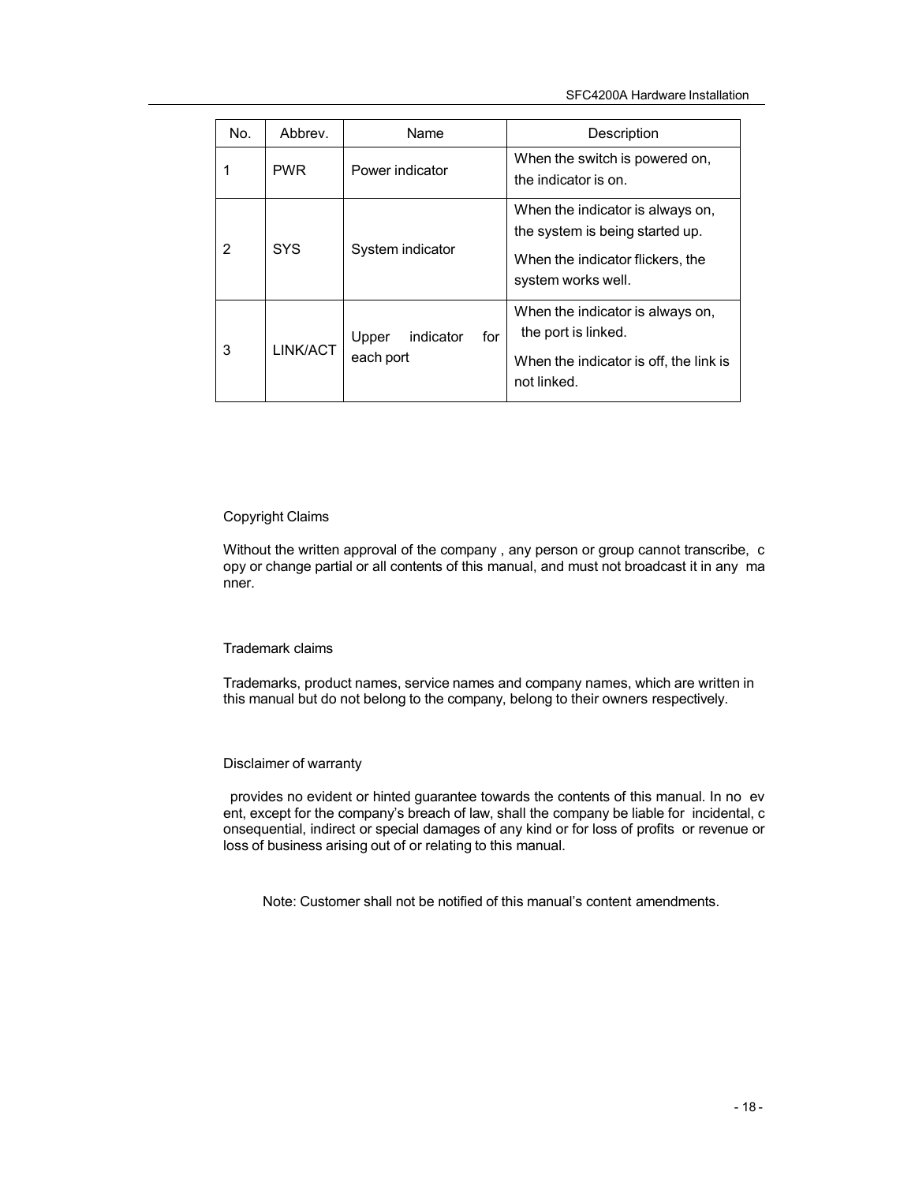| No. | Abbrev. | Name | Description |
| --- | --- | --- | --- |
| 1 | PWR | Power indicator | When the switch is powered on, the indicator is on. |
| 2 | SYS | System indicator | When the indicator is always on, the system is being started up.<br>When the indicator flickers, the system works well. |
| 3 | LINK/ACT | Upper indicator for each port | When the indicator is always on, the port is linked.<br>When the indicator is off, the link is not linked. |

Copyright Claims

Without the written approval of the company , any person or group cannot transcribe, c opy or change partial or all contents of this manual, and must not broadcast it in any ma nner.

Trademark claims

Trademarks, product names, service names and company names, which are written in this manual but do not belong to the company, belong to their owners respectively.

Disclaimer of warranty

provides no evident or hinted guarantee towards the contents of this manual. In no ev ent, except for the company's breach of law, shall the company be liable for incidental, c onsequential, indirect or special damages of any kind or for loss of profits or revenue or loss of business arising out of or relating to this manual.

Note: Customer shall not be notified of this manual's content amendments.